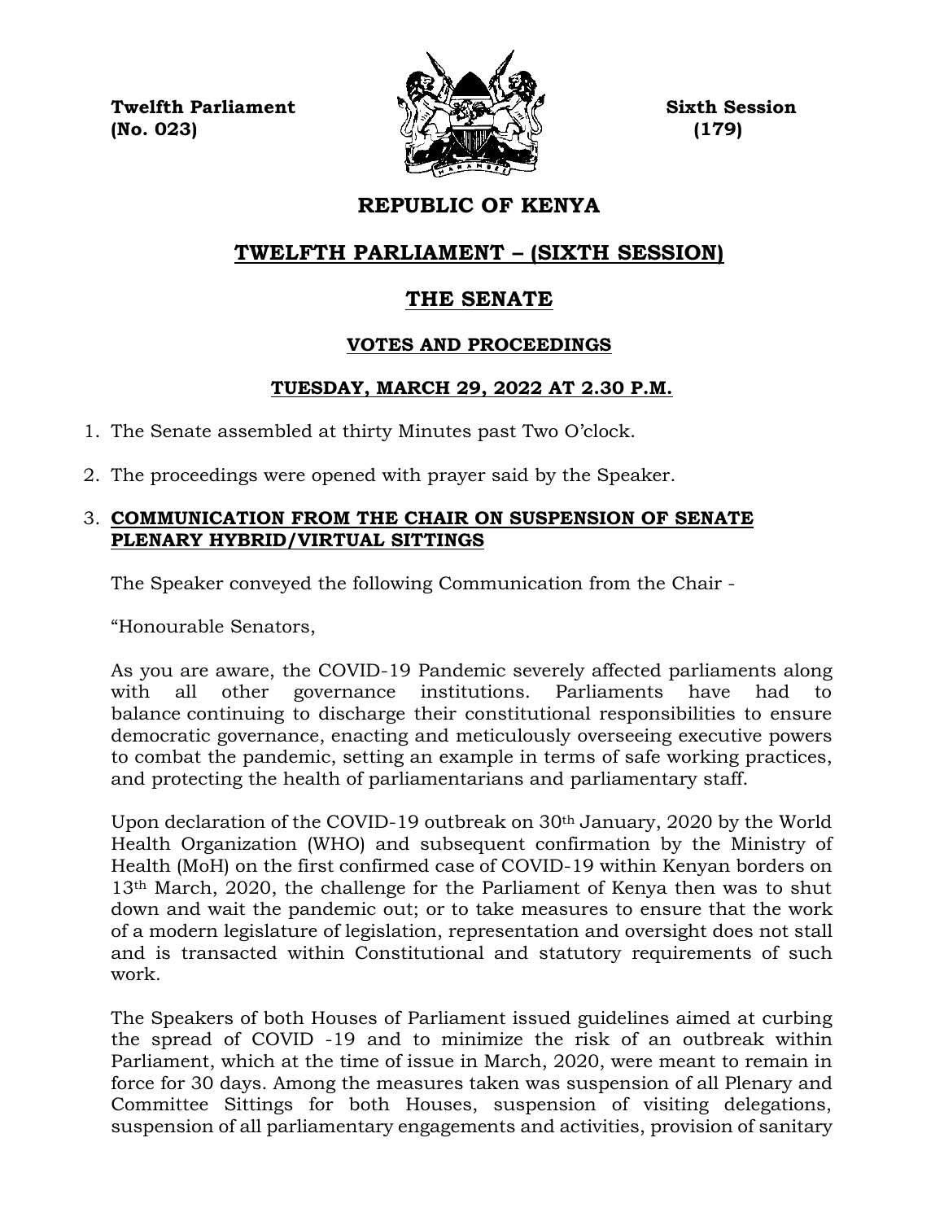**Twelfth Parliament**
**(No. 023)**

**Sixth Session**
**(179)**

# REPUBLIC OF KENYA

## TWELFTH PARLIAMENT – (SIXTH SESSION)

## THE SENATE

### VOTES AND PROCEEDINGS

### TUESDAY, MARCH 29, 2022 AT 2.30 P.M.

1. The Senate assembled at thirty Minutes past Two O'clock.

2. The proceedings were opened with prayer said by the Speaker.

3. **COMMUNICATION FROM THE CHAIR ON SUSPENSION OF SENATE PLENARY HYBRID/VIRTUAL SITTINGS**

   The Speaker conveyed the following Communication from the Chair -

   "Honourable Senators,

   As you are aware, the COVID-19 Pandemic severely affected parliaments along with all other governance institutions. Parliaments have had to balance continuing to discharge their constitutional responsibilities to ensure democratic governance, enacting and meticulously overseeing executive powers to combat the pandemic, setting an example in terms of safe working practices, and protecting the health of parliamentarians and parliamentary staff.

   Upon declaration of the COVID-19 outbreak on 30th January, 2020 by the World Health Organization (WHO) and subsequent confirmation by the Ministry of Health (MoH) on the first confirmed case of COVID-19 within Kenyan borders on 13th March, 2020, the challenge for the Parliament of Kenya then was to shut down and wait the pandemic out; or to take measures to ensure that the work of a modern legislature of legislation, representation and oversight does not stall and is transacted within Constitutional and statutory requirements of such work.

   The Speakers of both Houses of Parliament issued guidelines aimed at curbing the spread of COVID -19 and to minimize the risk of an outbreak within Parliament, which at the time of issue in March, 2020, were meant to remain in force for 30 days. Among the measures taken was suspension of all Plenary and Committee Sittings for both Houses, suspension of visiting delegations, suspension of all parliamentary engagements and activities, provision of sanitary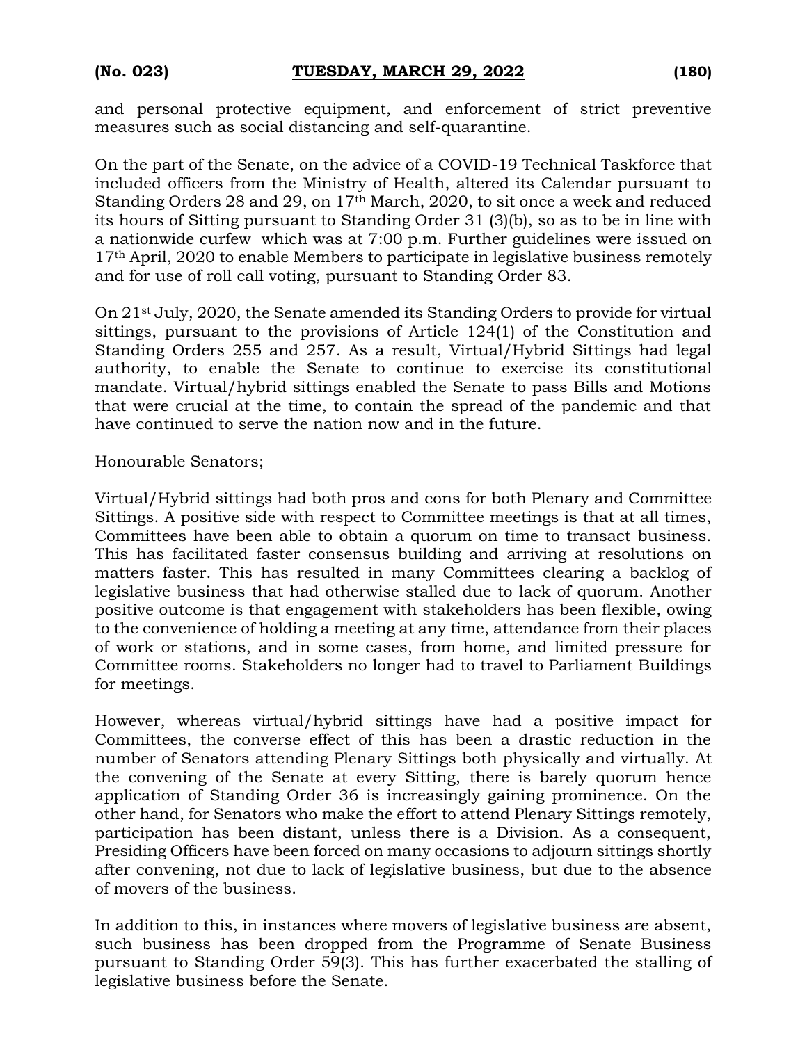and personal protective equipment, and enforcement of strict preventive measures such as social distancing and self-quarantine.

On the part of the Senate, on the advice of a COVID-19 Technical Taskforce that included officers from the Ministry of Health, altered its Calendar pursuant to Standing Orders 28 and 29, on 17th March, 2020, to sit once a week and reduced its hours of Sitting pursuant to Standing Order 31 (3)(b), so as to be in line with a nationwide curfew which was at 7:00 p.m. Further guidelines were issued on 17th April, 2020 to enable Members to participate in legislative business remotely and for use of roll call voting, pursuant to Standing Order 83.

On 21st July, 2020, the Senate amended its Standing Orders to provide for virtual sittings, pursuant to the provisions of Article 124(1) of the Constitution and Standing Orders 255 and 257. As a result, Virtual/Hybrid Sittings had legal authority, to enable the Senate to continue to exercise its constitutional mandate. Virtual/hybrid sittings enabled the Senate to pass Bills and Motions that were crucial at the time, to contain the spread of the pandemic and that have continued to serve the nation now and in the future.

Honourable Senators;

Virtual/Hybrid sittings had both pros and cons for both Plenary and Committee Sittings. A positive side with respect to Committee meetings is that at all times, Committees have been able to obtain a quorum on time to transact business. This has facilitated faster consensus building and arriving at resolutions on matters faster. This has resulted in many Committees clearing a backlog of legislative business that had otherwise stalled due to lack of quorum. Another positive outcome is that engagement with stakeholders has been flexible, owing to the convenience of holding a meeting at any time, attendance from their places of work or stations, and in some cases, from home, and limited pressure for Committee rooms. Stakeholders no longer had to travel to Parliament Buildings for meetings.

However, whereas virtual/hybrid sittings have had a positive impact for Committees, the converse effect of this has been a drastic reduction in the number of Senators attending Plenary Sittings both physically and virtually. At the convening of the Senate at every Sitting, there is barely quorum hence application of Standing Order 36 is increasingly gaining prominence. On the other hand, for Senators who make the effort to attend Plenary Sittings remotely, participation has been distant, unless there is a Division. As a consequent, Presiding Officers have been forced on many occasions to adjourn sittings shortly after convening, not due to lack of legislative business, but due to the absence of movers of the business.

In addition to this, in instances where movers of legislative business are absent, such business has been dropped from the Programme of Senate Business pursuant to Standing Order 59(3). This has further exacerbated the stalling of legislative business before the Senate.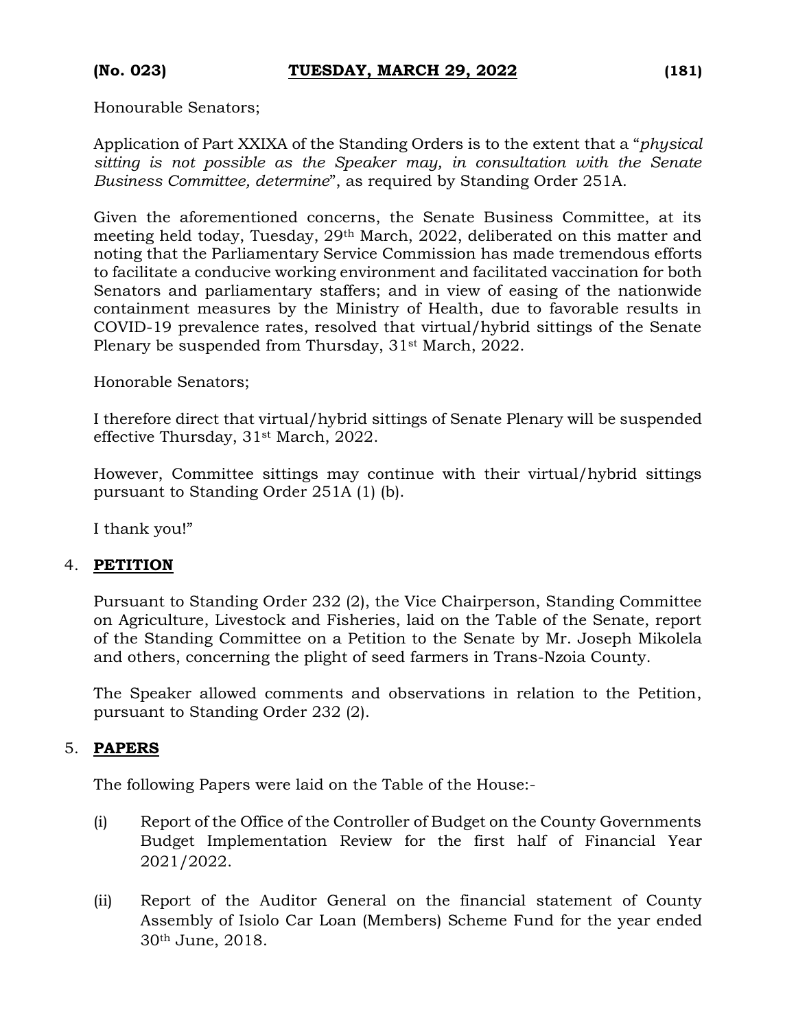Honourable Senators;

Application of Part XXIXA of the Standing Orders is to the extent that a "*physical sitting is not possible as the Speaker may, in consultation with the Senate Business Committee, determine*", as required by Standing Order 251A.

Given the aforementioned concerns, the Senate Business Committee, at its meeting held today, Tuesday, 29th March, 2022, deliberated on this matter and noting that the Parliamentary Service Commission has made tremendous efforts to facilitate a conducive working environment and facilitated vaccination for both Senators and parliamentary staffers; and in view of easing of the nationwide containment measures by the Ministry of Health, due to favorable results in COVID-19 prevalence rates, resolved that virtual/hybrid sittings of the Senate Plenary be suspended from Thursday, 31st March, 2022.

Honorable Senators;

I therefore direct that virtual/hybrid sittings of Senate Plenary will be suspended effective Thursday, 31st March, 2022.

However, Committee sittings may continue with their virtual/hybrid sittings pursuant to Standing Order 251A (1) (b).

I thank you!"

4. **PETITION**

   Pursuant to Standing Order 232 (2), the Vice Chairperson, Standing Committee on Agriculture, Livestock and Fisheries, laid on the Table of the Senate, report of the Standing Committee on a Petition to the Senate by Mr. Joseph Mikolela and others, concerning the plight of seed farmers in Trans-Nzoia County.

   The Speaker allowed comments and observations in relation to the Petition, pursuant to Standing Order 232 (2).

5. **PAPERS**

   The following Papers were laid on the Table of the House:-

   (i) Report of the Office of the Controller of Budget on the County Governments Budget Implementation Review for the first half of Financial Year 2021/2022.

   (ii) Report of the Auditor General on the financial statement of County Assembly of Isiolo Car Loan (Members) Scheme Fund for the year ended 30th June, 2018.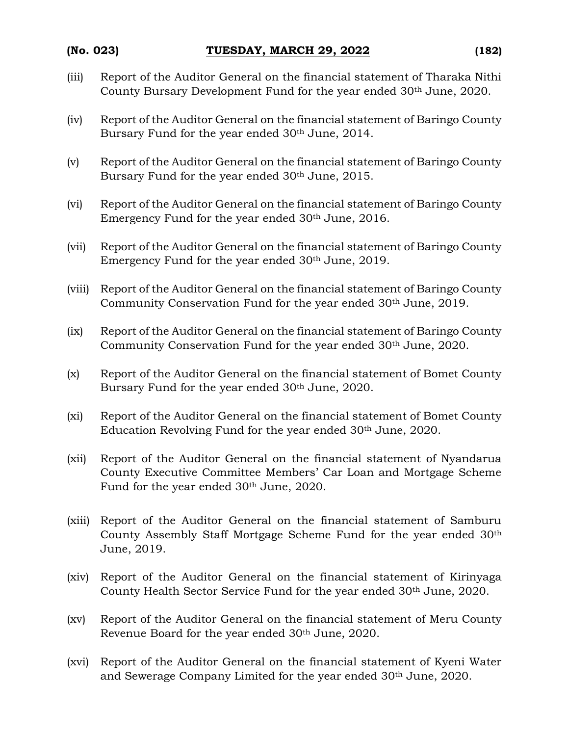(iii) Report of the Auditor General on the financial statement of Tharaka Nithi County Bursary Development Fund for the year ended 30th June, 2020.

(iv) Report of the Auditor General on the financial statement of Baringo County Bursary Fund for the year ended 30th June, 2014.

(v) Report of the Auditor General on the financial statement of Baringo County Bursary Fund for the year ended 30th June, 2015.

(vi) Report of the Auditor General on the financial statement of Baringo County Emergency Fund for the year ended 30th June, 2016.

(vii) Report of the Auditor General on the financial statement of Baringo County Emergency Fund for the year ended 30th June, 2019.

(viii) Report of the Auditor General on the financial statement of Baringo County Community Conservation Fund for the year ended 30th June, 2019.

(ix) Report of the Auditor General on the financial statement of Baringo County Community Conservation Fund for the year ended 30th June, 2020.

(x) Report of the Auditor General on the financial statement of Bomet County Bursary Fund for the year ended 30th June, 2020.

(xi) Report of the Auditor General on the financial statement of Bomet County Education Revolving Fund for the year ended 30th June, 2020.

(xii) Report of the Auditor General on the financial statement of Nyandarua County Executive Committee Members' Car Loan and Mortgage Scheme Fund for the year ended 30th June, 2020.

(xiii) Report of the Auditor General on the financial statement of Samburu County Assembly Staff Mortgage Scheme Fund for the year ended 30th June, 2019.

(xiv) Report of the Auditor General on the financial statement of Kirinyaga County Health Sector Service Fund for the year ended 30th June, 2020.

(xv) Report of the Auditor General on the financial statement of Meru County Revenue Board for the year ended 30th June, 2020.

(xvi) Report of the Auditor General on the financial statement of Kyeni Water and Sewerage Company Limited for the year ended 30th June, 2020.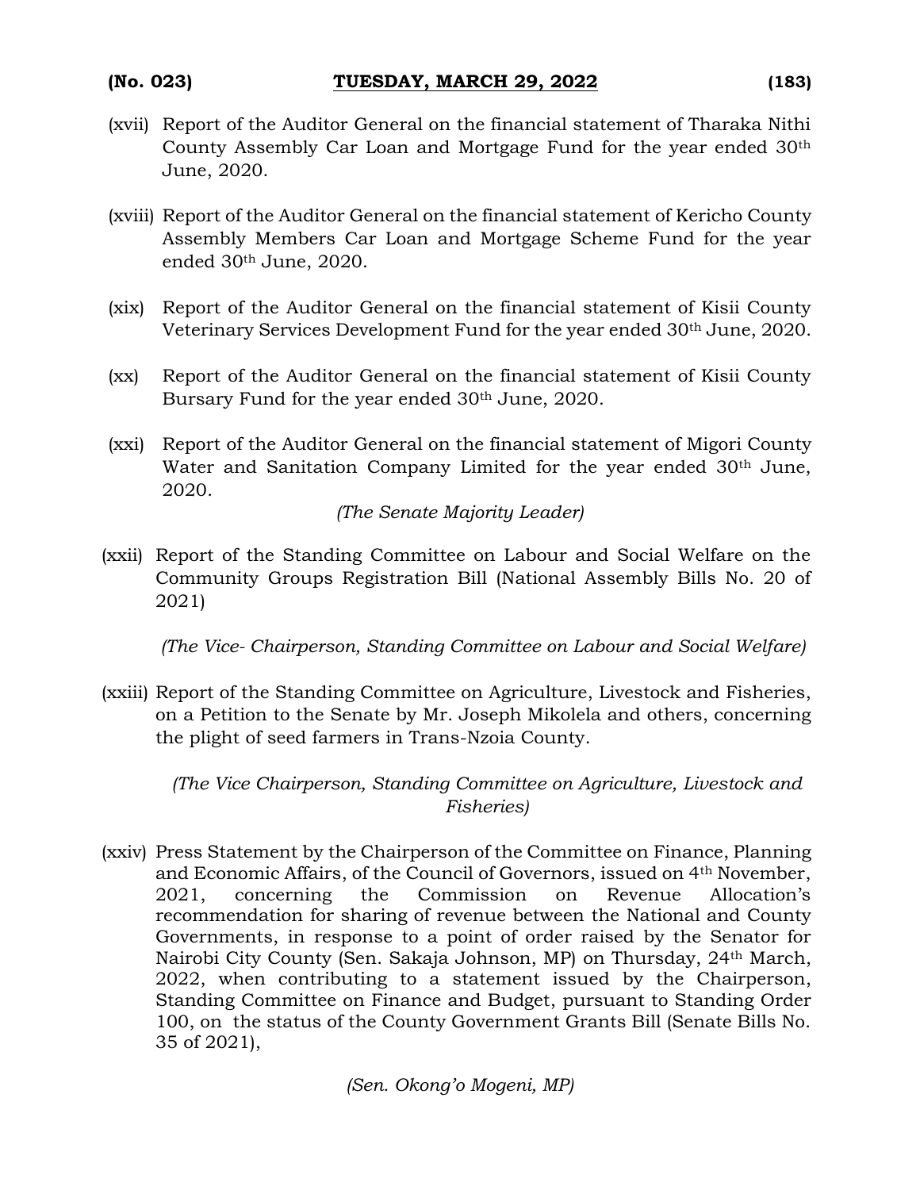(xvii) Report of the Auditor General on the financial statement of Tharaka Nithi County Assembly Car Loan and Mortgage Fund for the year ended 30th June, 2020.

(xviii) Report of the Auditor General on the financial statement of Kericho County Assembly Members Car Loan and Mortgage Scheme Fund for the year ended 30th June, 2020.

(xix) Report of the Auditor General on the financial statement of Kisii County Veterinary Services Development Fund for the year ended 30th June, 2020.

(xx) Report of the Auditor General on the financial statement of Kisii County Bursary Fund for the year ended 30th June, 2020.

(xxi) Report of the Auditor General on the financial statement of Migori County Water and Sanitation Company Limited for the year ended 30th June, 2020.

*(The Senate Majority Leader)*

(xxii) Report of the Standing Committee on Labour and Social Welfare on the Community Groups Registration Bill (National Assembly Bills No. 20 of 2021)

*(The Vice- Chairperson, Standing Committee on Labour and Social Welfare)*

(xxiii) Report of the Standing Committee on Agriculture, Livestock and Fisheries, on a Petition to the Senate by Mr. Joseph Mikolela and others, concerning the plight of seed farmers in Trans-Nzoia County.

*(The Vice Chairperson, Standing Committee on Agriculture, Livestock and Fisheries)*

(xxiv) Press Statement by the Chairperson of the Committee on Finance, Planning and Economic Affairs, of the Council of Governors, issued on 4th November, 2021, concerning the Commission on Revenue Allocation's recommendation for sharing of revenue between the National and County Governments, in response to a point of order raised by the Senator for Nairobi City County (Sen. Sakaja Johnson, MP) on Thursday, 24th March, 2022, when contributing to a statement issued by the Chairperson, Standing Committee on Finance and Budget, pursuant to Standing Order 100, on the status of the County Government Grants Bill (Senate Bills No. 35 of 2021),

*(Sen. Okong'o Mogeni, MP)*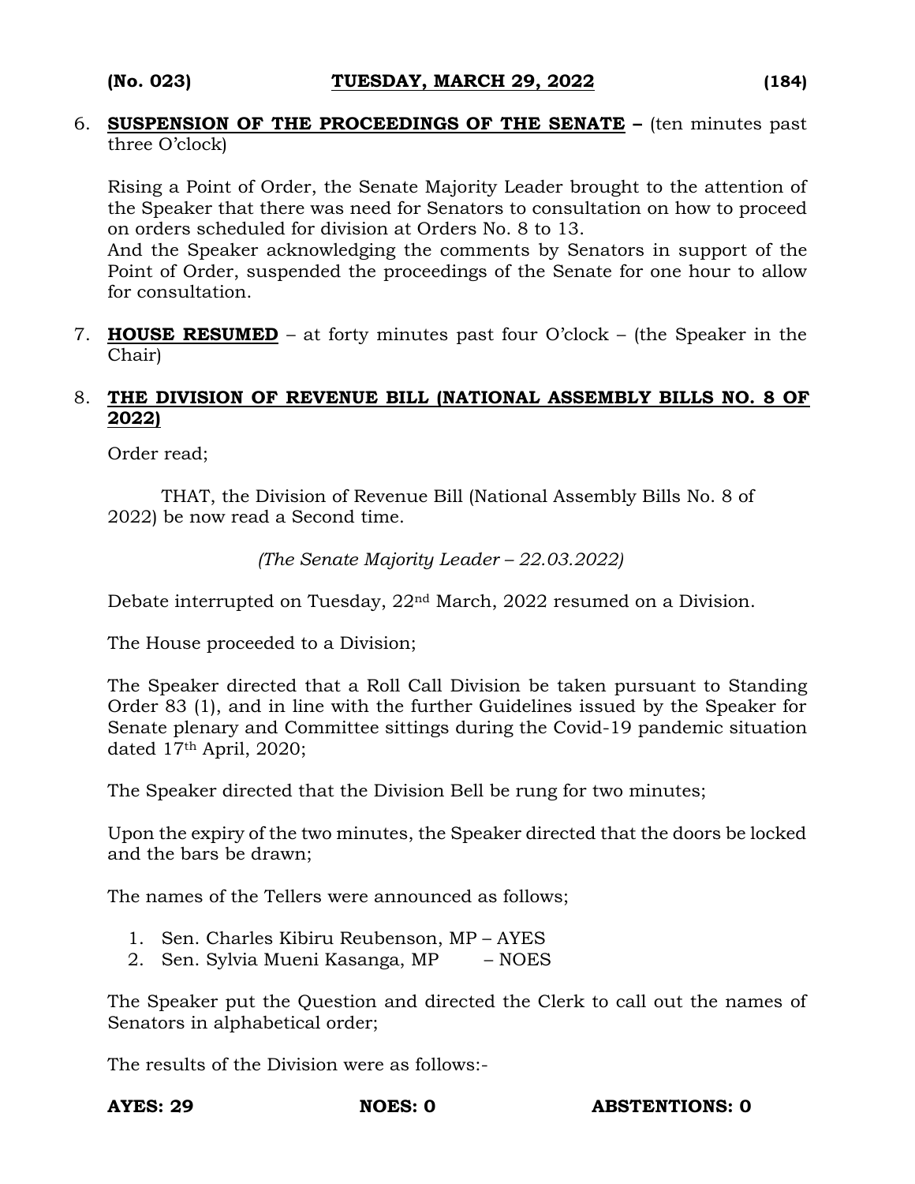6. **SUSPENSION OF THE PROCEEDINGS OF THE SENATE –** (ten minutes past three O'clock)

   Rising a Point of Order, the Senate Majority Leader brought to the attention of the Speaker that there was need for Senators to consultation on how to proceed on orders scheduled for division at Orders No. 8 to 13.
   And the Speaker acknowledging the comments by Senators in support of the Point of Order, suspended the proceedings of the Senate for one hour to allow for consultation.

7. **HOUSE RESUMED** – at forty minutes past four O'clock – (the Speaker in the Chair)

8. **THE DIVISION OF REVENUE BILL (NATIONAL ASSEMBLY BILLS NO. 8 OF 2022)**

   Order read;

   THAT, the Division of Revenue Bill (National Assembly Bills No. 8 of 2022) be now read a Second time.

   *(The Senate Majority Leader – 22.03.2022)*

   Debate interrupted on Tuesday, 22nd March, 2022 resumed on a Division.

   The House proceeded to a Division;

   The Speaker directed that a Roll Call Division be taken pursuant to Standing Order 83 (1), and in line with the further Guidelines issued by the Speaker for Senate plenary and Committee sittings during the Covid-19 pandemic situation dated 17th April, 2020;

   The Speaker directed that the Division Bell be rung for two minutes;

   Upon the expiry of the two minutes, the Speaker directed that the doors be locked and the bars be drawn;

   The names of the Tellers were announced as follows;

   1. Sen. Charles Kibiru Reubenson, MP – AYES
   2. Sen. Sylvia Mueni Kasanga, MP – NOES

   The Speaker put the Question and directed the Clerk to call out the names of Senators in alphabetical order;

   The results of the Division were as follows:-

   **AYES: 29** **NOES: 0** **ABSTENTIONS: 0**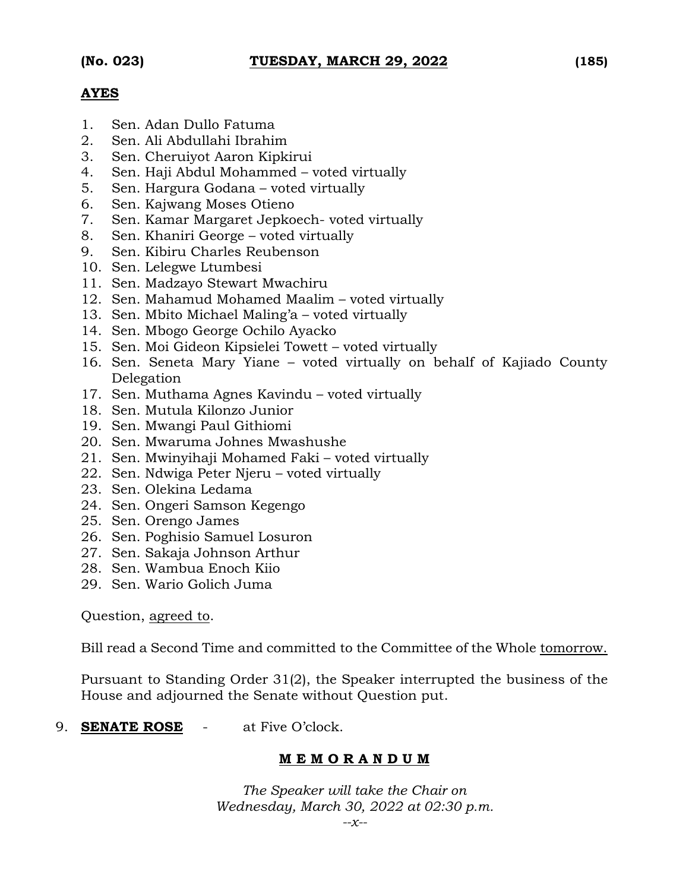**AYES**

1. Sen. Adan Dullo Fatuma
2. Sen. Ali Abdullahi Ibrahim
3. Sen. Cheruiyot Aaron Kipkirui
4. Sen. Haji Abdul Mohammed – voted virtually
5. Sen. Hargura Godana – voted virtually
6. Sen. Kajwang Moses Otieno
7. Sen. Kamar Margaret Jepkoech- voted virtually
8. Sen. Khaniri George – voted virtually
9. Sen. Kibiru Charles Reubenson
10. Sen. Lelegwe Ltumbesi
11. Sen. Madzayo Stewart Mwachiru
12. Sen. Mahamud Mohamed Maalim – voted virtually
13. Sen. Mbito Michael Maling'a – voted virtually
14. Sen. Mbogo George Ochilo Ayacko
15. Sen. Moi Gideon Kipsielei Towett – voted virtually
16. Sen. Seneta Mary Yiane – voted virtually on behalf of Kajiado County Delegation
17. Sen. Muthama Agnes Kavindu – voted virtually
18. Sen. Mutula Kilonzo Junior
19. Sen. Mwangi Paul Githiomi
20. Sen. Mwaruma Johnes Mwashushe
21. Sen. Mwinyihaji Mohamed Faki – voted virtually
22. Sen. Ndwiga Peter Njeru – voted virtually
23. Sen. Olekina Ledama
24. Sen. Ongeri Samson Kegengo
25. Sen. Orengo James
26. Sen. Poghisio Samuel Losuron
27. Sen. Sakaja Johnson Arthur
28. Sen. Wambua Enoch Kiio
29. Sen. Wario Golich Juma

Question, agreed to.

Bill read a Second Time and committed to the Committee of the Whole tomorrow.

Pursuant to Standing Order 31(2), the Speaker interrupted the business of the House and adjourned the Senate without Question put.

9. **SENATE ROSE** - at Five O'clock.

**M E M O R A N D U M**

*The Speaker will take the Chair on*
*Wednesday, March 30, 2022 at 02:30 p.m.*

*--x--*